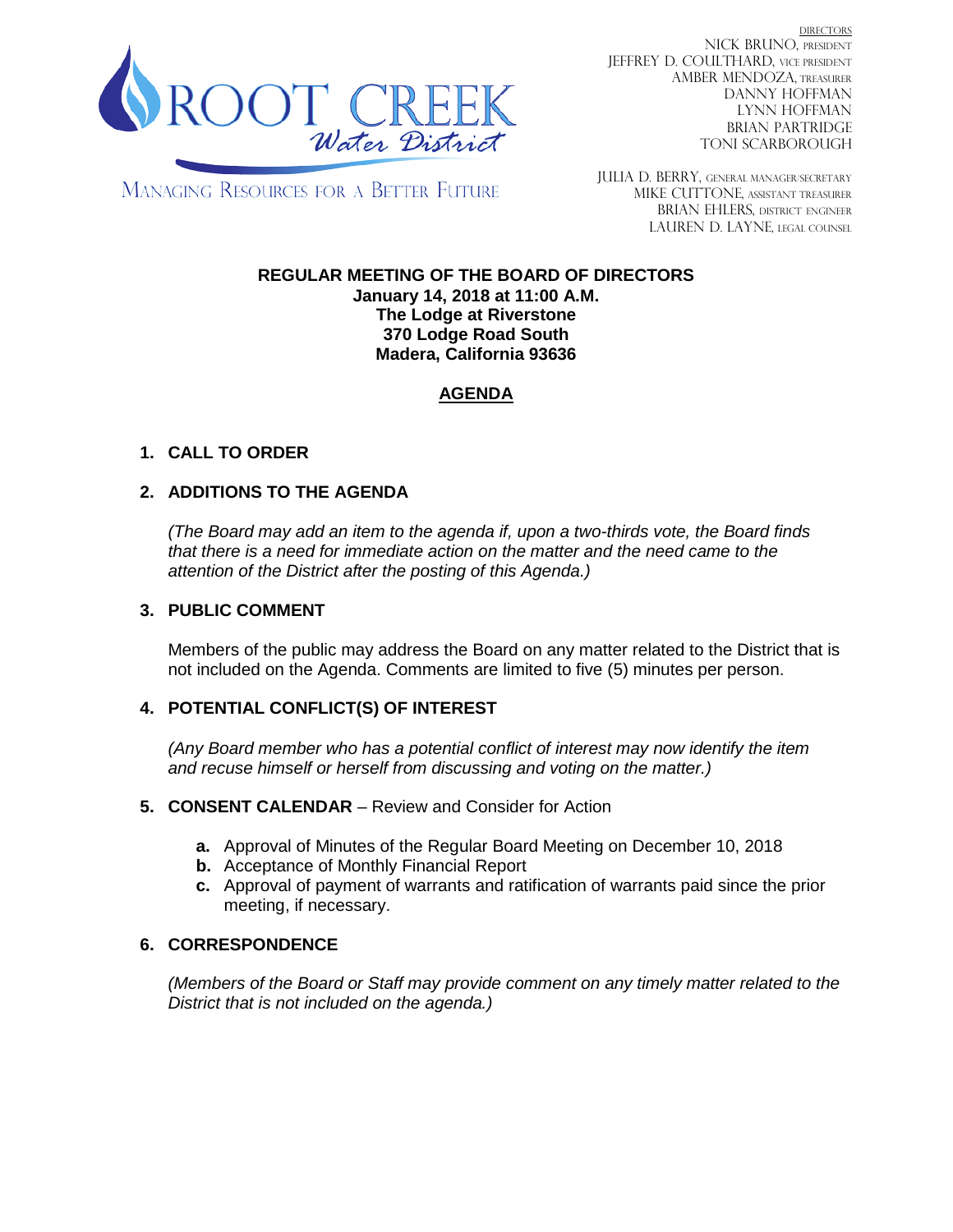ROOT CREEK Water District

MANAGING RESOURCES FOR A BETTER FUTURE

DIRECTORS
NICK BRUNO, PRESIDENT
JEFFREY D. COULTHARD, VICE PRESIDENT
AMBER MENDOZA, TREASURER
DANNY HOFFMAN
LYNN HOFFMAN
BRIAN PARTRIDGE
TONI SCARBOROUGH

JULIA D. BERRY, GENERAL MANAGER/SECRETARY
MIKE CUTTONE, ASSISTANT TREASURER
BRIAN EHLERS, DISTRICT ENGINEER
LAUREN D. LAYNE, LEGAL COUNSEL

**REGULAR MEETING OF THE BOARD OF DIRECTORS**
**January 14, 2018 at 11:00 A.M.**
**The Lodge at Riverstone**
**370 Lodge Road South**
**Madera, California 93636**

# AGENDA

## 1. CALL TO ORDER

## 2. ADDITIONS TO THE AGENDA

*(The Board may add an item to the agenda if, upon a two-thirds vote, the Board finds that there is a need for immediate action on the matter and the need came to the attention of the District after the posting of this Agenda.)*

## 3. PUBLIC COMMENT

Members of the public may address the Board on any matter related to the District that is not included on the Agenda. Comments are limited to five (5) minutes per person.

## 4. POTENTIAL CONFLICT(S) OF INTEREST

*(Any Board member who has a potential conflict of interest may now identify the item and recuse himself or herself from discussing and voting on the matter.)*

## 5. CONSENT CALENDAR – Review and Consider for Action

**a.** Approval of Minutes of the Regular Board Meeting on December 10, 2018
**b.** Acceptance of Monthly Financial Report
**c.** Approval of payment of warrants and ratification of warrants paid since the prior meeting, if necessary.

## 6. CORRESPONDENCE

*(Members of the Board or Staff may provide comment on any timely matter related to the District that is not included on the agenda.)*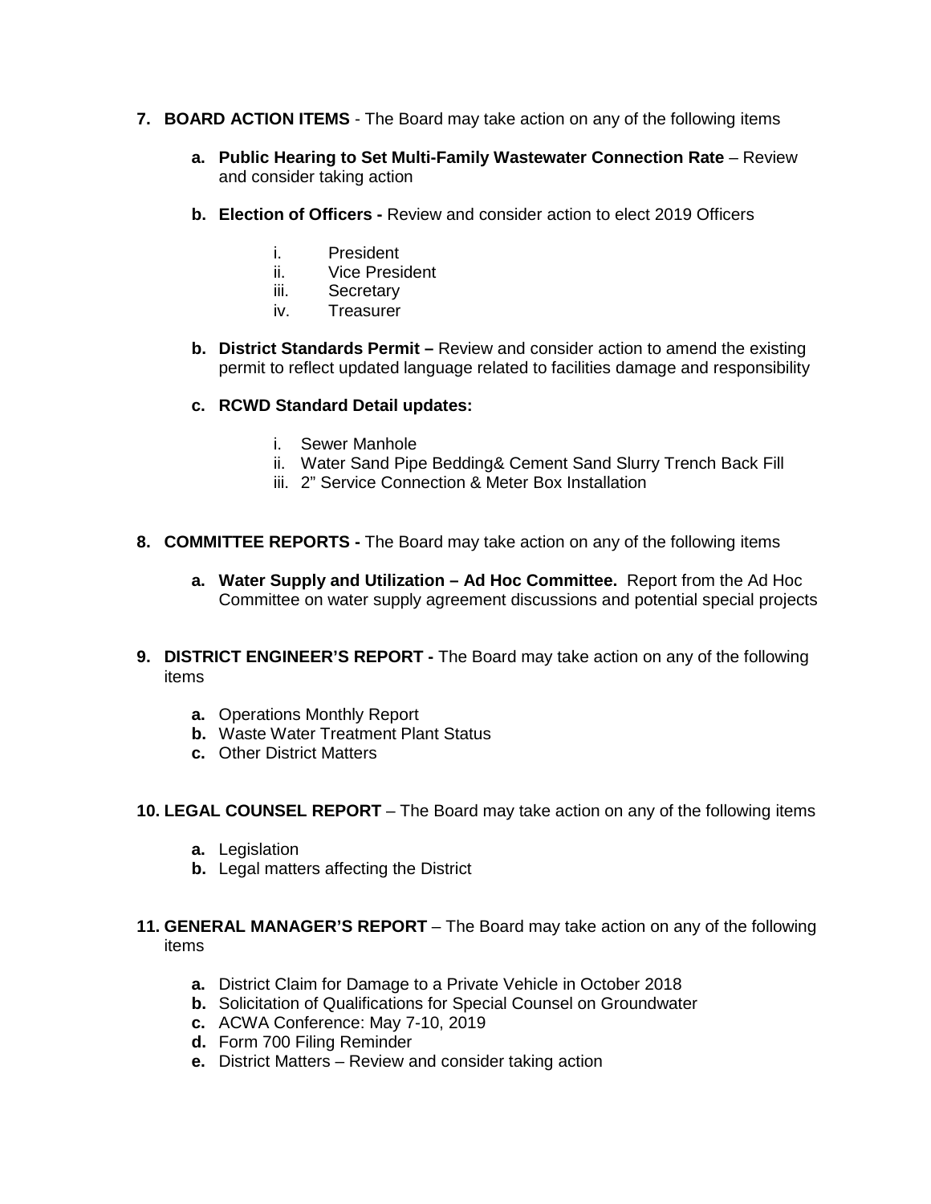7. **BOARD ACTION ITEMS** - The Board may take action on any of the following items

   a. **Public Hearing to Set Multi-Family Wastewater Connection Rate** – Review and consider taking action

   b. **Election of Officers -** Review and consider action to elect 2019 Officers

      i. President
      ii. Vice President
      iii. Secretary
      iv. Treasurer

   b. **District Standards Permit –** Review and consider action to amend the existing permit to reflect updated language related to facilities damage and responsibility

   c. **RCWD Standard Detail updates:**

      i. Sewer Manhole
      ii. Water Sand Pipe Bedding& Cement Sand Slurry Trench Back Fill
      iii. 2" Service Connection & Meter Box Installation

8. **COMMITTEE REPORTS -** The Board may take action on any of the following items

   a. **Water Supply and Utilization – Ad Hoc Committee.** Report from the Ad Hoc Committee on water supply agreement discussions and potential special projects

9. **DISTRICT ENGINEER'S REPORT -** The Board may take action on any of the following items

   a. Operations Monthly Report
   b. Waste Water Treatment Plant Status
   c. Other District Matters

10. **LEGAL COUNSEL REPORT** – The Board may take action on any of the following items

   a. Legislation
   b. Legal matters affecting the District

11. **GENERAL MANAGER'S REPORT** – The Board may take action on any of the following items

   a. District Claim for Damage to a Private Vehicle in October 2018
   b. Solicitation of Qualifications for Special Counsel on Groundwater
   c. ACWA Conference: May 7-10, 2019
   d. Form 700 Filing Reminder
   e. District Matters – Review and consider taking action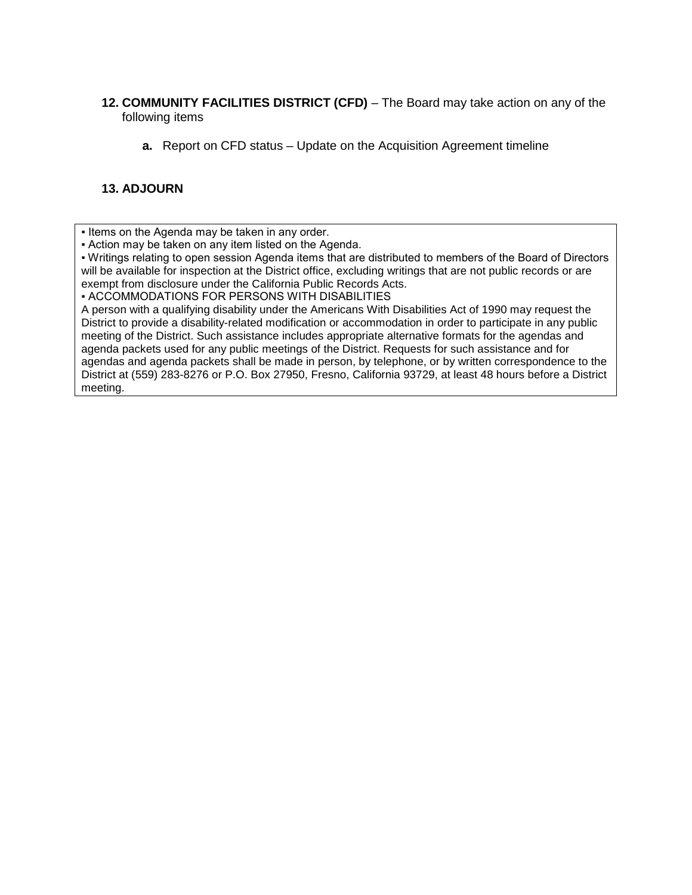12. **COMMUNITY FACILITIES DISTRICT (CFD)** – The Board may take action on any of the following items

    a. Report on CFD status – Update on the Acquisition Agreement timeline

13. **ADJOURN**

▪ Items on the Agenda may be taken in any order.
▪ Action may be taken on any item listed on the Agenda.
▪ Writings relating to open session Agenda items that are distributed to members of the Board of Directors will be available for inspection at the District office, excluding writings that are not public records or are exempt from disclosure under the California Public Records Acts.
▪ ACCOMMODATIONS FOR PERSONS WITH DISABILITIES
A person with a qualifying disability under the Americans With Disabilities Act of 1990 may request the District to provide a disability-related modification or accommodation in order to participate in any public meeting of the District. Such assistance includes appropriate alternative formats for the agendas and agenda packets used for any public meetings of the District. Requests for such assistance and for agendas and agenda packets shall be made in person, by telephone, or by written correspondence to the District at (559) 283-8276 or P.O. Box 27950, Fresno, California 93729, at least 48 hours before a District meeting.